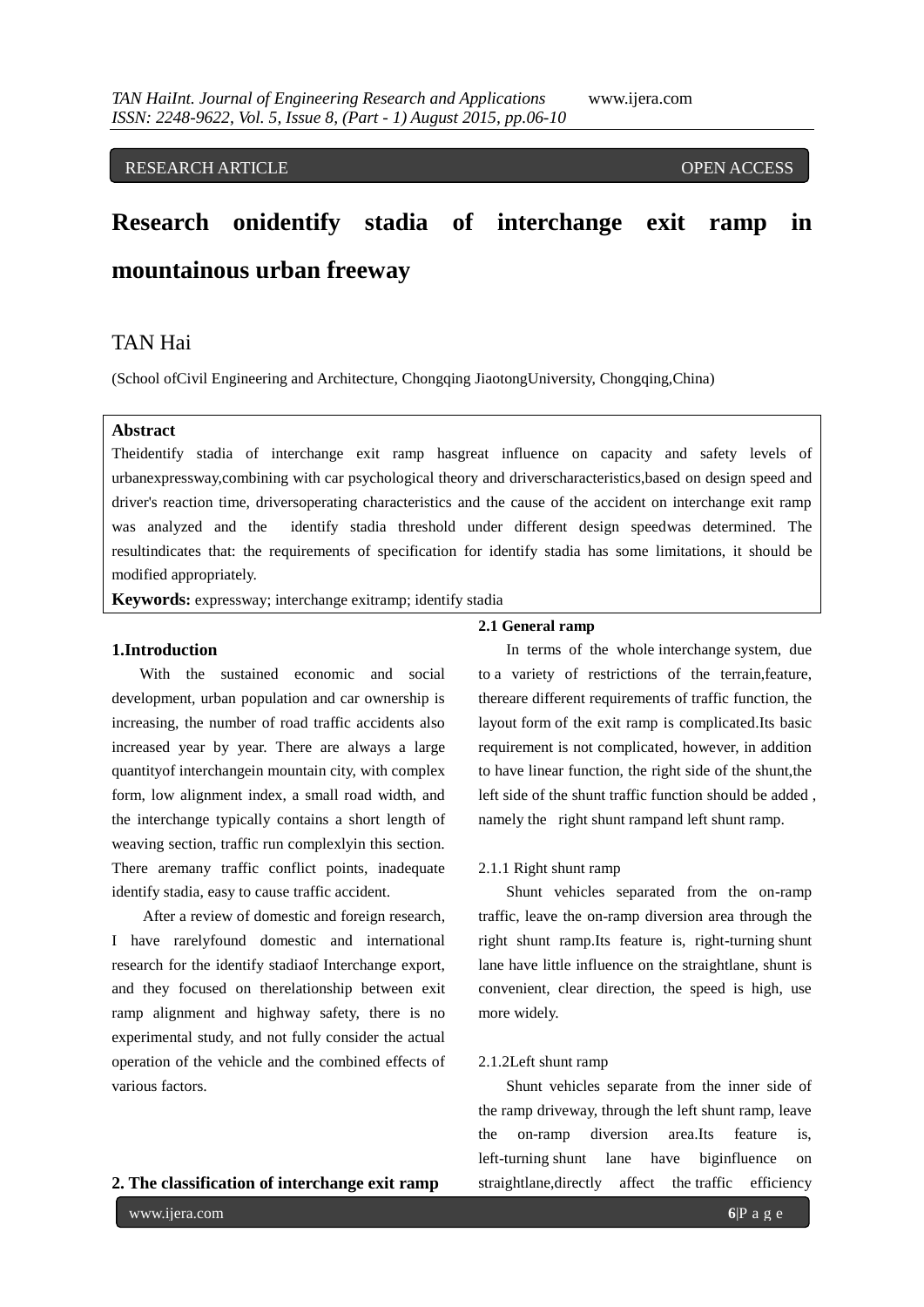RESEARCH ARTICLE OPEN ACCESS

# Research onidentify stadia of interchange exit ramp in mountainous urban freeway

TAN Hai

(School ofCivil Engineering and Architecture, Chongqing JiaotongUniversity, Chongqing,China)

**Abstract**

Theidentify stadia of interchange exit ramp hasgreat influence on capacity and safety levels of urbanexpressway,combining with car psychological theory and driverscharacteristics,based on design speed and driver's reaction time, driversoperating characteristics and the cause of the accident on interchange exit ramp was analyzed and the identify stadia threshold under different design speedwas determined. The resultindicates that: the requirements of specification for identify stadia has some limitations, it should be modified appropriately.

**Keywords:** expressway; interchange exitramp; identify stadia

## 1.Introduction

With the sustained economic and social development, urban population and car ownership is increasing, the number of road traffic accidents also increased year by year. There are always a large quantityof interchangein mountain city, with complex form, low alignment index, a small road width, and the interchange typically contains a short length of weaving section, traffic run complexlyin this section. There aremany traffic conflict points, inadequate identify stadia, easy to cause traffic accident.

After a review of domestic and foreign research, I have rarelyfound domestic and international research for the identify stadiaof Interchange export, and they focused on therelationship between exit ramp alignment and highway safety, there is no experimental study, and not fully consider the actual operation of the vehicle and the combined effects of various factors.

## 2. The classification of interchange exit ramp

### 2.1 General ramp

In terms of the whole interchange system, due to a variety of restrictions of the terrain,feature, thereare different requirements of traffic function, the layout form of the exit ramp is complicated.Its basic requirement is not complicated, however, in addition to have linear function, the right side of the shunt,the left side of the shunt traffic function should be added , namely the right shunt rampand left shunt ramp.

#### 2.1.1 Right shunt ramp

Shunt vehicles separated from the on-ramp traffic, leave the on-ramp diversion area through the right shunt ramp.Its feature is, right-turning shunt lane have little influence on the straightlane, shunt is convenient, clear direction, the speed is high, use more widely.

#### 2.1.2Left shunt ramp

Shunt vehicles separate from the inner side of the ramp driveway, through the left shunt ramp, leave the on-ramp diversion area.Its feature is, left-turning shunt lane have biginfluence on straightlane,directly affect the traffic efficiency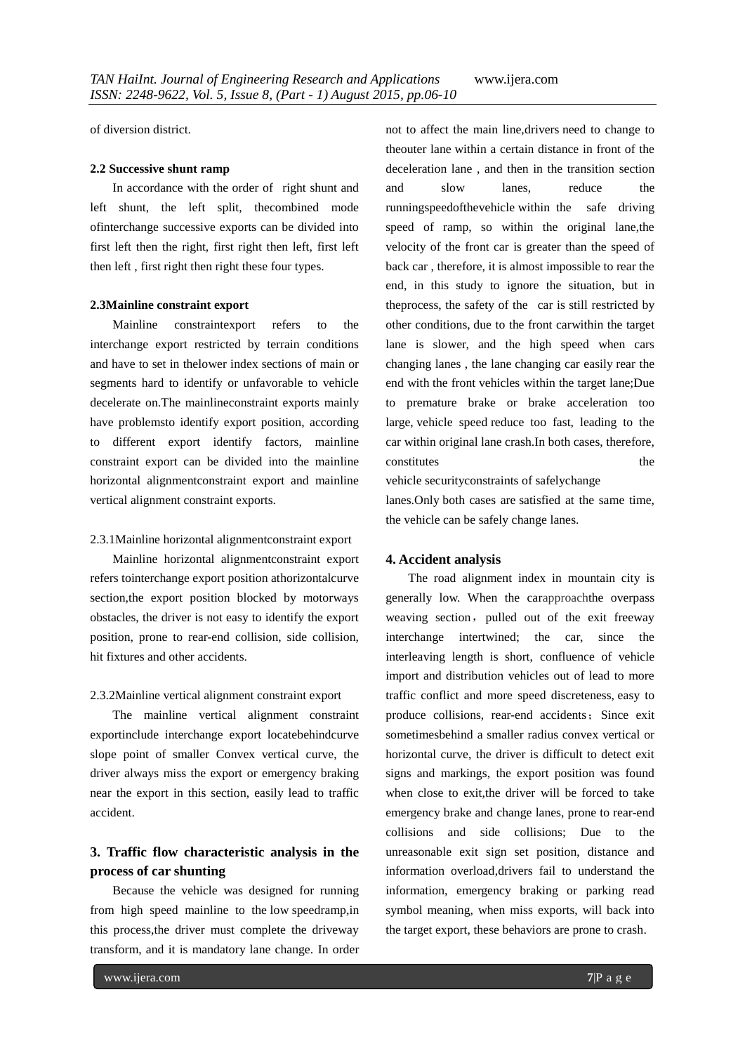of diversion district.

### 2.2 Successive shunt ramp

In accordance with the order of right shunt and left shunt, the left split, thecombined mode ofinterchange successive exports can be divided into first left then the right, first right then left, first left then left , first right then right these four types.

### 2.3Mainline constraint export

Mainline constraintexport refers to the interchange export restricted by terrain conditions and have to set in thelower index sections of main or segments hard to identify or unfavorable to vehicle decelerate on.The mainlineconstraint exports mainly have problemsto identify export position, according to different export identify factors, mainline constraint export can be divided into the mainline horizontal alignmentconstraint export and mainline vertical alignment constraint exports.

#### 2.3.1Mainline horizontal alignmentconstraint export

Mainline horizontal alignmentconstraint export refers tointerchange export position athorizontalcurve section,the export position blocked by motorways obstacles, the driver is not easy to identify the export position, prone to rear-end collision, side collision, hit fixtures and other accidents.

#### 2.3.2Mainline vertical alignment constraint export

The mainline vertical alignment constraint exportinclude interchange export locatebehindcurve slope point of smaller Convex vertical curve, the driver always miss the export or emergency braking near the export in this section, easily lead to traffic accident.

## 3. Traffic flow characteristic analysis in the process of car shunting

Because the vehicle was designed for running from high speed mainline to the low speedramp,in this process,the driver must complete the driveway transform, and it is mandatory lane change. In order not to affect the main line,drivers need to change to theouter lane within a certain distance in front of the deceleration lane , and then in the transition section and slow lanes, reduce the runningspeedofthevehicle within the safe driving speed of ramp, so within the original lane,the velocity of the front car is greater than the speed of back car , therefore, it is almost impossible to rear the end, in this study to ignore the situation, but in theprocess, the safety of the car is still restricted by other conditions, due to the front carwithin the target lane is slower, and the high speed when cars changing lanes , the lane changing car easily rear the end with the front vehicles within the target lane;Due to premature brake or brake acceleration too large, vehicle speed reduce too fast, leading to the car within original lane crash.In both cases, therefore, constitutes the vehicle securityconstraints of safelychange lanes.Only both cases are satisfied at the same time, the vehicle can be safely change lanes.

## 4. Accident analysis

The road alignment index in mountain city is generally low. When the carapproachthe overpass weaving section，pulled out of the exit freeway interchange intertwined; the car, since the interleaving length is short, confluence of vehicle import and distribution vehicles out of lead to more traffic conflict and more speed discreteness, easy to produce collisions, rear-end accidents；Since exit sometimesbehind a smaller radius convex vertical or horizontal curve, the driver is difficult to detect exit signs and markings, the export position was found when close to exit,the driver will be forced to take emergency brake and change lanes, prone to rear-end collisions and side collisions; Due to the unreasonable exit sign set position, distance and information overload,drivers fail to understand the information, emergency braking or parking read symbol meaning, when miss exports, will back into the target export, these behaviors are prone to crash.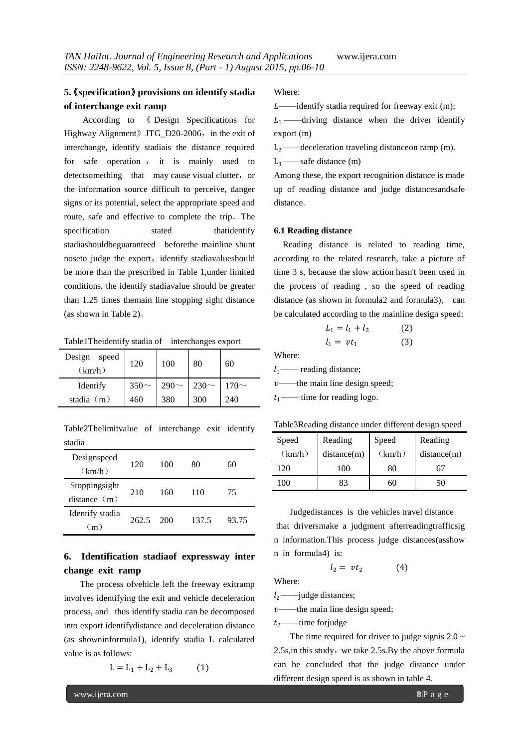## 5.《specification》provisions on identify stadia of interchange exit ramp

According to 《Design Specifications for Highway Alignment》JTG_D20-2006，in the exit of interchange, identify stadiais the distance required for safe operation , it is mainly used to detectsomething that may cause visual clutter，or the information source difficult to perceive, danger signs or its potential, select the appropriate speed and route, safe and effective to complete the trip. The specification stated thatidentify stadiashouldbeguaranteed beforethe mainline shunt noseto judge the export，identify stadiavalueshould be more than the prescribed in Table 1,under limited conditions, the identify stadiavalue should be greater than 1.25 times themain line stopping sight distance (as shown in Table 2).

Table1Theidentify stadia of interchanges export

| Design speed（km/h） | 120 | 100 | 80 | 60 |
|---|---|---|---|---|
| Identify stadia（m） | 350～460 | 290～380 | 230～300 | 170～240 |

Table2Thelimitvalue of interchange exit identify stadia

| Designspeed（km/h） | 120 | 100 | 80 | 60 |
|---|---|---|---|---|
| Stoppingsight distance（m） | 210 | 160 | 110 | 75 |
| Identify stadia（m） | 262.5 | 200 | 137.5 | 93.75 |

## 6. Identification stadiaof expressway interchange exit ramp

The process ofvehicle left the freeway exitramp involves identifying the exit and vehicle deceleration process, and thus identify stadia can be decomposed into export identifydistance and deceleration distance (as showninformula1), identify stadia L calculated value is as follows:

$$L = L_1 + L_2 + L_3 \qquad (1)$$

Where:

$L$——identify stadia required for freeway exit (m);

$L_1$——driving distance when the driver identify export (m)

$L_2$——deceleration traveling distanceon ramp (m).

$L_3$——safe distance (m)

Among these, the export recognition distance is made up of reading distance and judge distancesandsafe distance.

### 6.1 Reading distance

Reading distance is related to reading time, according to the related research, take a picture of time 3 s, because the slow action hasn't been used in the process of reading , so the speed of reading distance (as shown in formula2 and formula3), can be calculated according to the mainline design speed:

$$L_1 = l_1 + l_2 \qquad (2)$$

$$l_1 = vt_1 \qquad (3)$$

Where:

$l_1$—— reading distance;

$v$——the main line design speed;

$t_1$—— time for reading logo.

Table3Reading distance under different design speed

| Speed（km/h） | Reading distance(m) | Speed（km/h） | Reading distance(m) |
|---|---|---|---|
| 120 | 100 | 80 | 67 |
| 100 | 83 | 60 | 50 |

Judgedistances is the vehicles travel distance that driversmake a judgment afterreadingtrafficsign information.This process judge distances(asshown in formula4) is:

$$l_2 = vt_2 \qquad (4)$$

Where:

$l_2$——judge distances;

$v$——the main line design speed;

$t_2$——time forjudge

The time required for driver to judge signis 2.0 ~ 2.5s,in this study，we take 2.5s.By the above formula can be concluded that the judge distance under different design speed is as shown in table 4.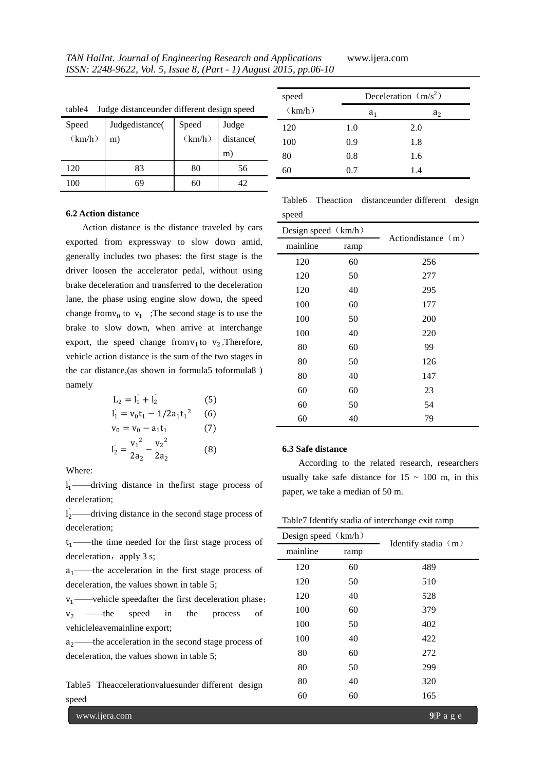table4 Judge distanceunder different design speed

| Speed (km/h) | Judgedistance(m) | Speed (km/h) | Judge distance(m) |
|---|---|---|---|
| 120 | 83 | 80 | 56 |
| 100 | 69 | 60 | 42 |

### 6.2 Action distance

Action distance is the distance traveled by cars exported from expressway to slow down amid, generally includes two phases: the first stage is the driver loosen the accelerator pedal, without using brake deceleration and transferred to the deceleration lane, the phase using engine slow down, the speed change from$v_0$ to $v_1$ ;The second stage is to use the brake to slow down, when arrive at interchange export, the speed change from$v_1$ to $v_2$.Therefore, vehicle action distance is the sum of the two stages in the car distance,(as shown in formula5 toformula8 ) namely

$$L_2 = l_1' + l_2' \qquad (5)$$

$$l_1' = v_0 t_1 - 1/2 a_1 {t_1}^2 \qquad (6)$$

$$v_0 = v_0 - a_1 t_1 \qquad (7)$$

$$l_2' = \frac{{v_1}^2}{2a_2} - \frac{{v_2}^2}{2a_2} \qquad (8)$$

Where:

$l_1'$——driving distance in thefirst stage process of deceleration;

$l_2'$——driving distance in the second stage process of deceleration;

$t_1$——the time needed for the first stage process of deceleration，apply 3 s;

$a_1$——the acceleration in the first stage process of deceleration, the values shown in table 5;

$v_1$——vehicle speedafter the first deceleration phase；

$v_2$ ——the speed in the process of vehicleleavemainline export;

$a_2$——the acceleration in the second stage process of deceleration, the values shown in table 5;

Table5 Theaccelerationvaluesunder different design speed

| speed (km/h) | Deceleration（m/s$^2$） | |
|---|---|---|
| | $a_1$ | $a_2$ |
| 120 | 1.0 | 2.0 |
| 100 | 0.9 | 1.8 |
| 80 | 0.8 | 1.6 |
| 60 | 0.7 | 1.4 |

Table6 Theaction distanceunder different design speed

| Design speed（km/h） | | Actiondistance（m） |
|---|---|---|
| mainline | ramp | |
| 120 | 60 | 256 |
| 120 | 50 | 277 |
| 120 | 40 | 295 |
| 100 | 60 | 177 |
| 100 | 50 | 200 |
| 100 | 40 | 220 |
| 80 | 60 | 99 |
| 80 | 50 | 126 |
| 80 | 40 | 147 |
| 60 | 60 | 23 |
| 60 | 50 | 54 |
| 60 | 40 | 79 |

### 6.3 Safe distance

According to the related research, researchers usually take safe distance for 15 ~ 100 m, in this paper, we take a median of 50 m.

Table7 Identify stadia of interchange exit ramp

| Design speed（km/h） | | Identify stadia（m） |
|---|---|---|
| mainline | ramp | |
| 120 | 60 | 489 |
| 120 | 50 | 510 |
| 120 | 40 | 528 |
| 100 | 60 | 379 |
| 100 | 50 | 402 |
| 100 | 40 | 422 |
| 80 | 60 | 272 |
| 80 | 50 | 299 |
| 80 | 40 | 320 |
| 60 | 60 | 165 |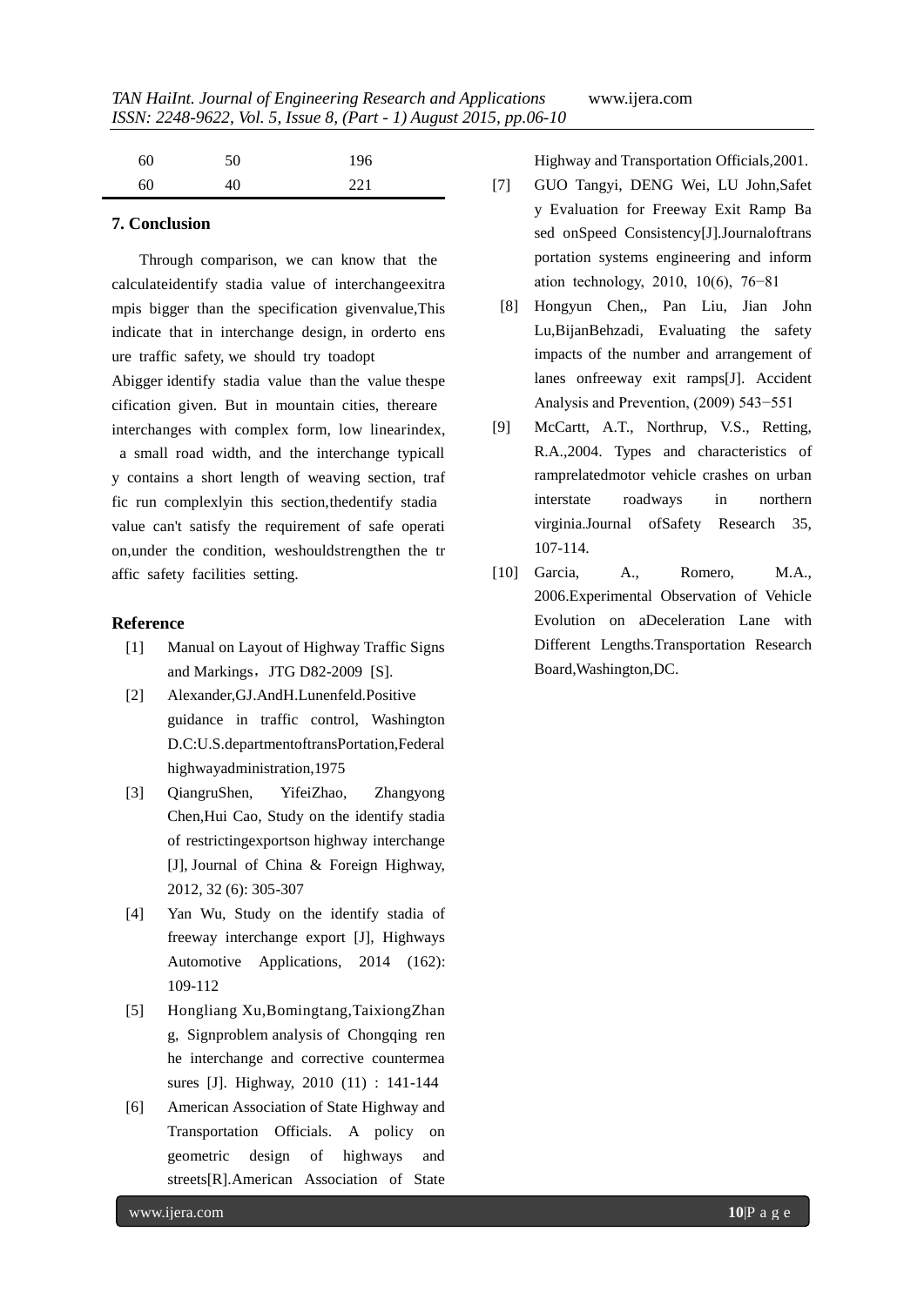| | | |
|---|---|---|
| 60 | 50 | 196 |
| 60 | 40 | 221 |

## 7. Conclusion

Through comparison, we can know that the calculateidentify stadia value of interchangeexitrampis bigger than the specification givenvalue,This indicate that in interchange design, in orderto ensure traffic safety, we should try toadopt Abigger identify stadia value than the value thespecification given. But in mountain cities, thereare interchanges with complex form, low linearindex, a small road width, and the interchange typically contains a short length of weaving section, traffic run complexlyin this section,thedentify stadia value can't satisfy the requirement of safe operation,under the condition, weshouldstrengthen the traffic safety facilities setting.

## Reference

[1] Manual on Layout of Highway Traffic Signs and Markings，JTG D82-2009 [S].

[2] Alexander,GJ.AndH.Lunenfeld.Positive guidance in traffic control, Washington D.C:U.S.departmentoftransPortation,Federal highwayadministration,1975

[3] QiangruShen, YifeiZhao, Zhangyong Chen,Hui Cao, Study on the identify stadia of restrictingexportson highway interchange [J], Journal of China & Foreign Highway, 2012, 32 (6): 305-307

[4] Yan Wu, Study on the identify stadia of freeway interchange export [J], Highways Automotive Applications, 2014 (162): 109-112

[5] Hongliang Xu,Bomingtang,TaixiongZhang, Signproblem analysis of Chongqing renhe interchange and corrective countermeasures [J]. Highway, 2010 (11) : 141-144

[6] American Association of State Highway and Transportation Officials. A policy on geometric design of highways and streets[R].American Association of State Highway and Transportation Officials,2001.

[7] GUO Tangyi, DENG Wei, LU John,Safety Evaluation for Freeway Exit Ramp Based onSpeed Consistency[J].Journaloftransportation systems engineering and information technology, 2010, 10(6), 76−81

[8] Hongyun Chen,, Pan Liu, Jian John Lu,BijanBehzadi, Evaluating the safety impacts of the number and arrangement of lanes onfreeway exit ramps[J]. Accident Analysis and Prevention, (2009) 543−551

[9] McCartt, A.T., Northrup, V.S., Retting, R.A.,2004. Types and characteristics of ramprelatedmotor vehicle crashes on urban interstate roadways in northern virginia.Journal ofSafety Research 35, 107-114.

[10] Garcia, A., Romero, M.A., 2006.Experimental Observation of Vehicle Evolution on aDeceleration Lane with Different Lengths.Transportation Research Board,Washington,DC.